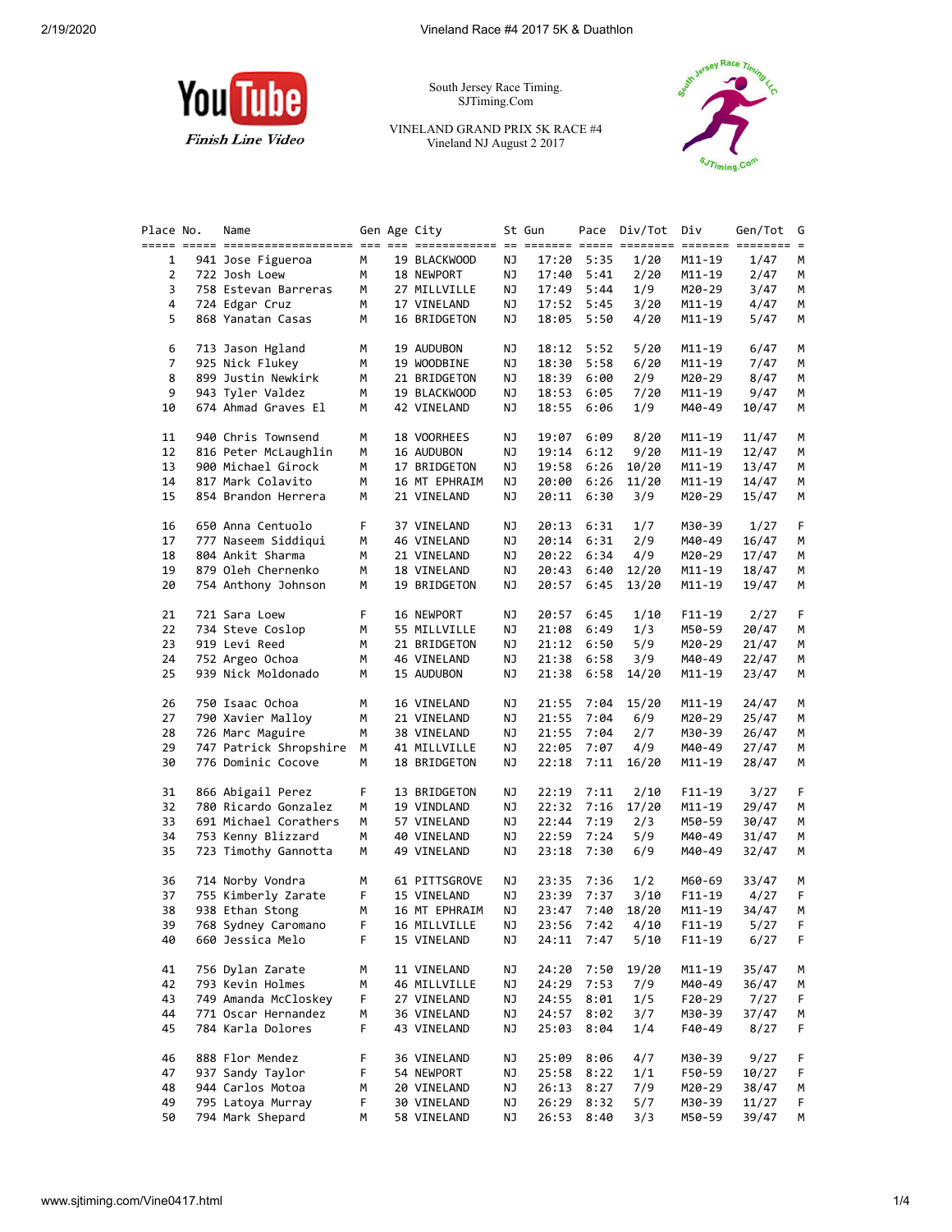YouTube Finish Line Video

South Jersey Race Timing.
SJTiming.Com

VINELAND GRAND PRIX 5K RACE #4
Vineland NJ August 2 2017

| Place | No. | Name | Gen | Age | City | St | Gun | Pace | Div/Tot | Div | Gen/Tot | G |
|---|---|---|---|---|---|---|---|---|---|---|---|---|
| 1 | 941 | Jose Figueroa | M | 19 | BLACKWOOD | NJ | 17:20 | 5:35 | 1/20 | M11-19 | 1/47 | M |
| 2 | 722 | Josh Loew | M | 18 | NEWPORT | NJ | 17:40 | 5:41 | 2/20 | M11-19 | 2/47 | M |
| 3 | 758 | Estevan Barreras | M | 27 | MILLVILLE | NJ | 17:49 | 5:44 | 1/9 | M20-29 | 3/47 | M |
| 4 | 724 | Edgar Cruz | M | 17 | VINELAND | NJ | 17:52 | 5:45 | 3/20 | M11-19 | 4/47 | M |
| 5 | 868 | Yanatan Casas | M | 16 | BRIDGETON | NJ | 18:05 | 5:50 | 4/20 | M11-19 | 5/47 | M |
| 6 | 713 | Jason Hgland | M | 19 | AUDUBON | NJ | 18:12 | 5:52 | 5/20 | M11-19 | 6/47 | M |
| 7 | 925 | Nick Flukey | M | 19 | WOODBINE | NJ | 18:30 | 5:58 | 6/20 | M11-19 | 7/47 | M |
| 8 | 899 | Justin Newkirk | M | 21 | BRIDGETON | NJ | 18:39 | 6:00 | 2/9 | M20-29 | 8/47 | M |
| 9 | 943 | Tyler Valdez | M | 19 | BLACKWOOD | NJ | 18:53 | 6:05 | 7/20 | M11-19 | 9/47 | M |
| 10 | 674 | Ahmad Graves El | M | 42 | VINELAND | NJ | 18:55 | 6:06 | 1/9 | M40-49 | 10/47 | M |
| 11 | 940 | Chris Townsend | M | 18 | VOORHEES | NJ | 19:07 | 6:09 | 8/20 | M11-19 | 11/47 | M |
| 12 | 816 | Peter McLaughlin | M | 16 | AUDUBON | NJ | 19:14 | 6:12 | 9/20 | M11-19 | 12/47 | M |
| 13 | 900 | Michael Girock | M | 17 | BRIDGETON | NJ | 19:58 | 6:26 | 10/20 | M11-19 | 13/47 | M |
| 14 | 817 | Mark Colavito | M | 16 | MT EPHRAIM | NJ | 20:00 | 6:26 | 11/20 | M11-19 | 14/47 | M |
| 15 | 854 | Brandon Herrera | M | 21 | VINELAND | NJ | 20:11 | 6:30 | 3/9 | M20-29 | 15/47 | M |
| 16 | 650 | Anna Centuolo | F | 37 | VINELAND | NJ | 20:13 | 6:31 | 1/7 | M30-39 | 1/27 | F |
| 17 | 777 | Naseem Siddiqui | M | 46 | VINELAND | NJ | 20:14 | 6:31 | 2/9 | M40-49 | 16/47 | M |
| 18 | 804 | Ankit Sharma | M | 21 | VINELAND | NJ | 20:22 | 6:34 | 4/9 | M20-29 | 17/47 | M |
| 19 | 879 | Oleh Chernenko | M | 18 | VINELAND | NJ | 20:43 | 6:40 | 12/20 | M11-19 | 18/47 | M |
| 20 | 754 | Anthony Johnson | M | 19 | BRIDGETON | NJ | 20:57 | 6:45 | 13/20 | M11-19 | 19/47 | M |
| 21 | 721 | Sara Loew | F | 16 | NEWPORT | NJ | 20:57 | 6:45 | 1/10 | F11-19 | 2/27 | F |
| 22 | 734 | Steve Coslop | M | 55 | MILLVILLE | NJ | 21:08 | 6:49 | 1/3 | M50-59 | 20/47 | M |
| 23 | 919 | Levi Reed | M | 21 | BRIDGETON | NJ | 21:12 | 6:50 | 5/9 | M20-29 | 21/47 | M |
| 24 | 752 | Argeo Ochoa | M | 46 | VINELAND | NJ | 21:38 | 6:58 | 3/9 | M40-49 | 22/47 | M |
| 25 | 939 | Nick Moldonado | M | 15 | AUDUBON | NJ | 21:38 | 6:58 | 14/20 | M11-19 | 23/47 | M |
| 26 | 750 | Isaac Ochoa | M | 16 | VINELAND | NJ | 21:55 | 7:04 | 15/20 | M11-19 | 24/47 | M |
| 27 | 790 | Xavier Malloy | M | 21 | VINELAND | NJ | 21:55 | 7:04 | 6/9 | M20-29 | 25/47 | M |
| 28 | 726 | Marc Maguire | M | 38 | VINELAND | NJ | 21:55 | 7:04 | 2/7 | M30-39 | 26/47 | M |
| 29 | 747 | Patrick Shropshire | M | 41 | MILLVILLE | NJ | 22:05 | 7:07 | 4/9 | M40-49 | 27/47 | M |
| 30 | 776 | Dominic Cocove | M | 18 | BRIDGETON | NJ | 22:18 | 7:11 | 16/20 | M11-19 | 28/47 | M |
| 31 | 866 | Abigail Perez | F | 13 | BRIDGETON | NJ | 22:19 | 7:11 | 2/10 | F11-19 | 3/27 | F |
| 32 | 780 | Ricardo Gonzalez | M | 19 | VINDLAND | NJ | 22:32 | 7:16 | 17/20 | M11-19 | 29/47 | M |
| 33 | 691 | Michael Corathers | M | 57 | VINELAND | NJ | 22:44 | 7:19 | 2/3 | M50-59 | 30/47 | M |
| 34 | 753 | Kenny Blizzard | M | 40 | VINELAND | NJ | 22:59 | 7:24 | 5/9 | M40-49 | 31/47 | M |
| 35 | 723 | Timothy Gannotta | M | 49 | VINELAND | NJ | 23:18 | 7:30 | 6/9 | M40-49 | 32/47 | M |
| 36 | 714 | Norby Vondra | M | 61 | PITTSGROVE | NJ | 23:35 | 7:36 | 1/2 | M60-69 | 33/47 | M |
| 37 | 755 | Kimberly Zarate | F | 15 | VINELAND | NJ | 23:39 | 7:37 | 3/10 | F11-19 | 4/27 | F |
| 38 | 938 | Ethan Stong | M | 16 | MT EPHRAIM | NJ | 23:47 | 7:40 | 18/20 | M11-19 | 34/47 | M |
| 39 | 768 | Sydney Caromano | F | 16 | MILLVILLE | NJ | 23:56 | 7:42 | 4/10 | F11-19 | 5/27 | F |
| 40 | 660 | Jessica Melo | F | 15 | VINELAND | NJ | 24:11 | 7:47 | 5/10 | F11-19 | 6/27 | F |
| 41 | 756 | Dylan Zarate | M | 11 | VINELAND | NJ | 24:20 | 7:50 | 19/20 | M11-19 | 35/47 | M |
| 42 | 793 | Kevin Holmes | M | 46 | MILLVILLE | NJ | 24:29 | 7:53 | 7/9 | M40-49 | 36/47 | M |
| 43 | 749 | Amanda McCloskey | F | 27 | VINELAND | NJ | 24:55 | 8:01 | 1/5 | F20-29 | 7/27 | F |
| 44 | 771 | Oscar Hernandez | M | 36 | VINELAND | NJ | 24:57 | 8:02 | 3/7 | M30-39 | 37/47 | M |
| 45 | 784 | Karla Dolores | F | 43 | VINELAND | NJ | 25:03 | 8:04 | 1/4 | F40-49 | 8/27 | F |
| 46 | 888 | Flor Mendez | F | 36 | VINELAND | NJ | 25:09 | 8:06 | 4/7 | M30-39 | 9/27 | F |
| 47 | 937 | Sandy Taylor | F | 54 | NEWPORT | NJ | 25:58 | 8:22 | 1/1 | F50-59 | 10/27 | F |
| 48 | 944 | Carlos Motoa | M | 20 | VINELAND | NJ | 26:13 | 8:27 | 7/9 | M20-29 | 38/47 | M |
| 49 | 795 | Latoya Murray | F | 30 | VINELAND | NJ | 26:29 | 8:32 | 5/7 | M30-39 | 11/27 | F |
| 50 | 794 | Mark Shepard | M | 58 | VINELAND | NJ | 26:53 | 8:40 | 3/3 | M50-59 | 39/47 | M |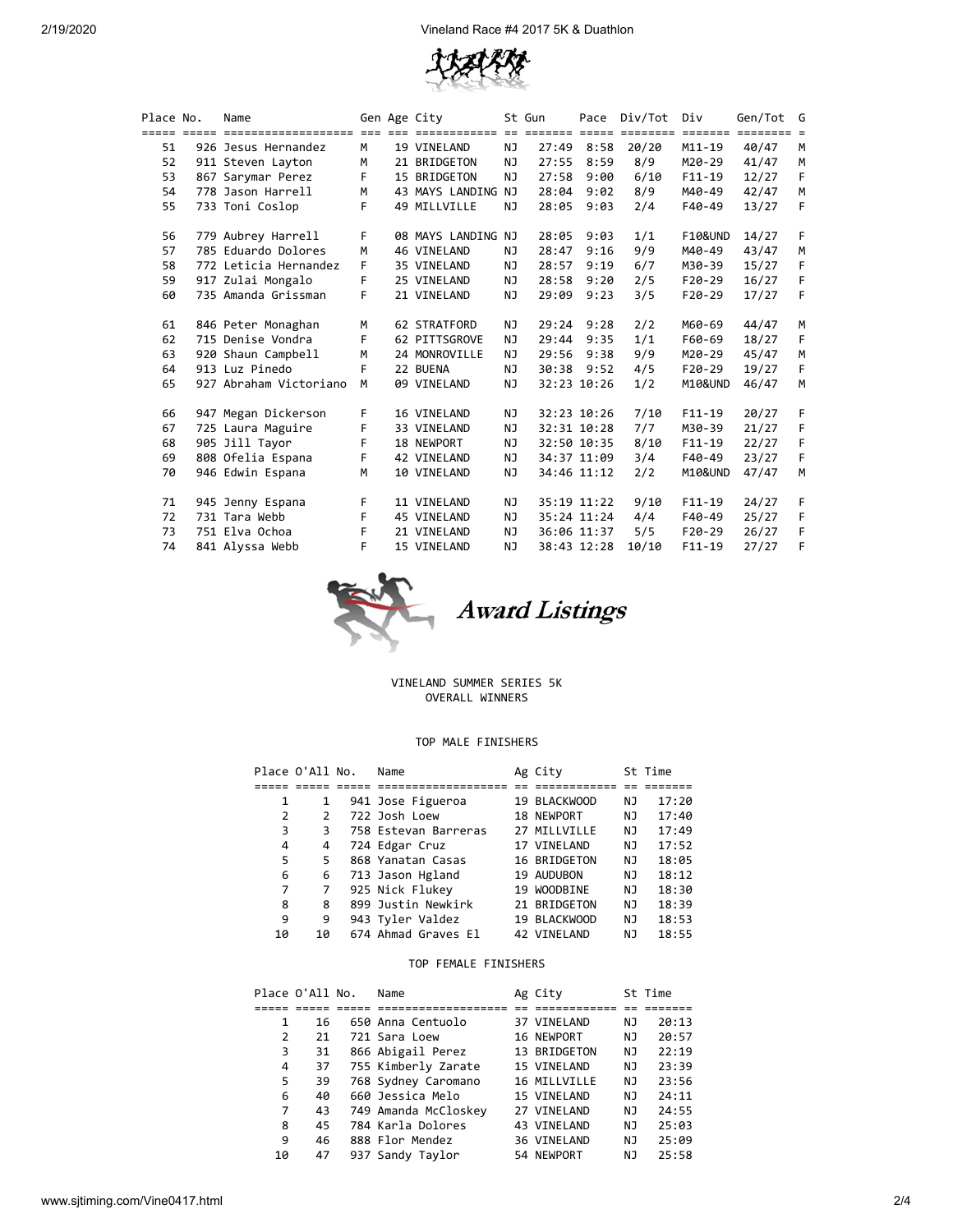| Place | No. | Name | Gen | Age | City | St | Gun | Pace | Div/Tot | Div | Gen/Tot | G |
|---|---|---|---|---|---|---|---|---|---|---|---|---|
| 51 | 926 | Jesus Hernandez | M | 19 | VINELAND | NJ | 27:49 | 8:58 | 20/20 | M11-19 | 40/47 | M |
| 52 | 911 | Steven Layton | M | 21 | BRIDGETON | NJ | 27:55 | 8:59 | 8/9 | M20-29 | 41/47 | M |
| 53 | 867 | Sarymar Perez | F | 15 | BRIDGETON | NJ | 27:58 | 9:00 | 6/10 | F11-19 | 12/27 | F |
| 54 | 778 | Jason Harrell | M | 43 | MAYS LANDING | NJ | 28:04 | 9:02 | 8/9 | M40-49 | 42/47 | M |
| 55 | 733 | Toni Coslop | F | 49 | MILLVILLE | NJ | 28:05 | 9:03 | 2/4 | F40-49 | 13/27 | F |
| 56 | 779 | Aubrey Harrell | F | 08 | MAYS LANDING | NJ | 28:05 | 9:03 | 1/1 | F10&UND | 14/27 | F |
| 57 | 785 | Eduardo Dolores | M | 46 | VINELAND | NJ | 28:47 | 9:16 | 9/9 | M40-49 | 43/47 | M |
| 58 | 772 | Leticia Hernandez | F | 35 | VINELAND | NJ | 28:57 | 9:19 | 6/7 | M30-39 | 15/27 | F |
| 59 | 917 | Zulai Mongalo | F | 25 | VINELAND | NJ | 28:58 | 9:20 | 2/5 | F20-29 | 16/27 | F |
| 60 | 735 | Amanda Grissman | F | 21 | VINELAND | NJ | 29:09 | 9:23 | 3/5 | F20-29 | 17/27 | F |
| 61 | 846 | Peter Monaghan | M | 62 | STRATFORD | NJ | 29:24 | 9:28 | 2/2 | M60-69 | 44/47 | M |
| 62 | 715 | Denise Vondra | F | 62 | PITTSGROVE | NJ | 29:44 | 9:35 | 1/1 | F60-69 | 18/27 | F |
| 63 | 920 | Shaun Campbell | M | 24 | MONROVILLE | NJ | 29:56 | 9:38 | 9/9 | M20-29 | 45/47 | M |
| 64 | 913 | Luz Pinedo | F | 22 | BUENA | NJ | 30:38 | 9:52 | 4/5 | F20-29 | 19/27 | F |
| 65 | 927 | Abraham Victoriano | M | 09 | VINELAND | NJ | 32:23 | 10:26 | 1/2 | M10&UND | 46/47 | M |
| 66 | 947 | Megan Dickerson | F | 16 | VINELAND | NJ | 32:23 | 10:26 | 7/10 | F11-19 | 20/27 | F |
| 67 | 725 | Laura Maguire | F | 33 | VINELAND | NJ | 32:31 | 10:28 | 7/7 | M30-39 | 21/27 | F |
| 68 | 905 | Jill Tayor | F | 18 | NEWPORT | NJ | 32:50 | 10:35 | 8/10 | F11-19 | 22/27 | F |
| 69 | 808 | Ofelia Espana | F | 42 | VINELAND | NJ | 34:37 | 11:09 | 3/4 | F40-49 | 23/27 | F |
| 70 | 946 | Edwin Espana | M | 10 | VINELAND | NJ | 34:46 | 11:12 | 2/2 | M10&UND | 47/47 | M |
| 71 | 945 | Jenny Espana | F | 11 | VINELAND | NJ | 35:19 | 11:22 | 9/10 | F11-19 | 24/27 | F |
| 72 | 731 | Tara Webb | F | 45 | VINELAND | NJ | 35:24 | 11:24 | 4/4 | F40-49 | 25/27 | F |
| 73 | 751 | Elva Ochoa | F | 21 | VINELAND | NJ | 36:06 | 11:37 | 5/5 | F20-29 | 26/27 | F |
| 74 | 841 | Alyssa Webb | F | 15 | VINELAND | NJ | 38:43 | 12:28 | 10/10 | F11-19 | 27/27 | F |

## Award Listings

VINELAND SUMMER SERIES 5K
OVERALL WINNERS

### TOP MALE FINISHERS

| Place | O'All | No. | Name | Ag | City | St | Time |
|---|---|---|---|---|---|---|---|
| 1 | 1 | 941 | Jose Figueroa | 19 | BLACKWOOD | NJ | 17:20 |
| 2 | 2 | 722 | Josh Loew | 18 | NEWPORT | NJ | 17:40 |
| 3 | 3 | 758 | Estevan Barreras | 27 | MILLVILLE | NJ | 17:49 |
| 4 | 4 | 724 | Edgar Cruz | 17 | VINELAND | NJ | 17:52 |
| 5 | 5 | 868 | Yanatan Casas | 16 | BRIDGETON | NJ | 18:05 |
| 6 | 6 | 713 | Jason Hgland | 19 | AUDUBON | NJ | 18:12 |
| 7 | 7 | 925 | Nick Flukey | 19 | WOODBINE | NJ | 18:30 |
| 8 | 8 | 899 | Justin Newkirk | 21 | BRIDGETON | NJ | 18:39 |
| 9 | 9 | 943 | Tyler Valdez | 19 | BLACKWOOD | NJ | 18:53 |
| 10 | 10 | 674 | Ahmad Graves El | 42 | VINELAND | NJ | 18:55 |

### TOP FEMALE FINISHERS

| Place | O'All | No. | Name | Ag | City | St | Time |
|---|---|---|---|---|---|---|---|
| 1 | 16 | 650 | Anna Centuolo | 37 | VINELAND | NJ | 20:13 |
| 2 | 21 | 721 | Sara Loew | 16 | NEWPORT | NJ | 20:57 |
| 3 | 31 | 866 | Abigail Perez | 13 | BRIDGETON | NJ | 22:19 |
| 4 | 37 | 755 | Kimberly Zarate | 15 | VINELAND | NJ | 23:39 |
| 5 | 39 | 768 | Sydney Caromano | 16 | MILLVILLE | NJ | 23:56 |
| 6 | 40 | 660 | Jessica Melo | 15 | VINELAND | NJ | 24:11 |
| 7 | 43 | 749 | Amanda McCloskey | 27 | VINELAND | NJ | 24:55 |
| 8 | 45 | 784 | Karla Dolores | 43 | VINELAND | NJ | 25:03 |
| 9 | 46 | 888 | Flor Mendez | 36 | VINELAND | NJ | 25:09 |
| 10 | 47 | 937 | Sandy Taylor | 54 | NEWPORT | NJ | 25:58 |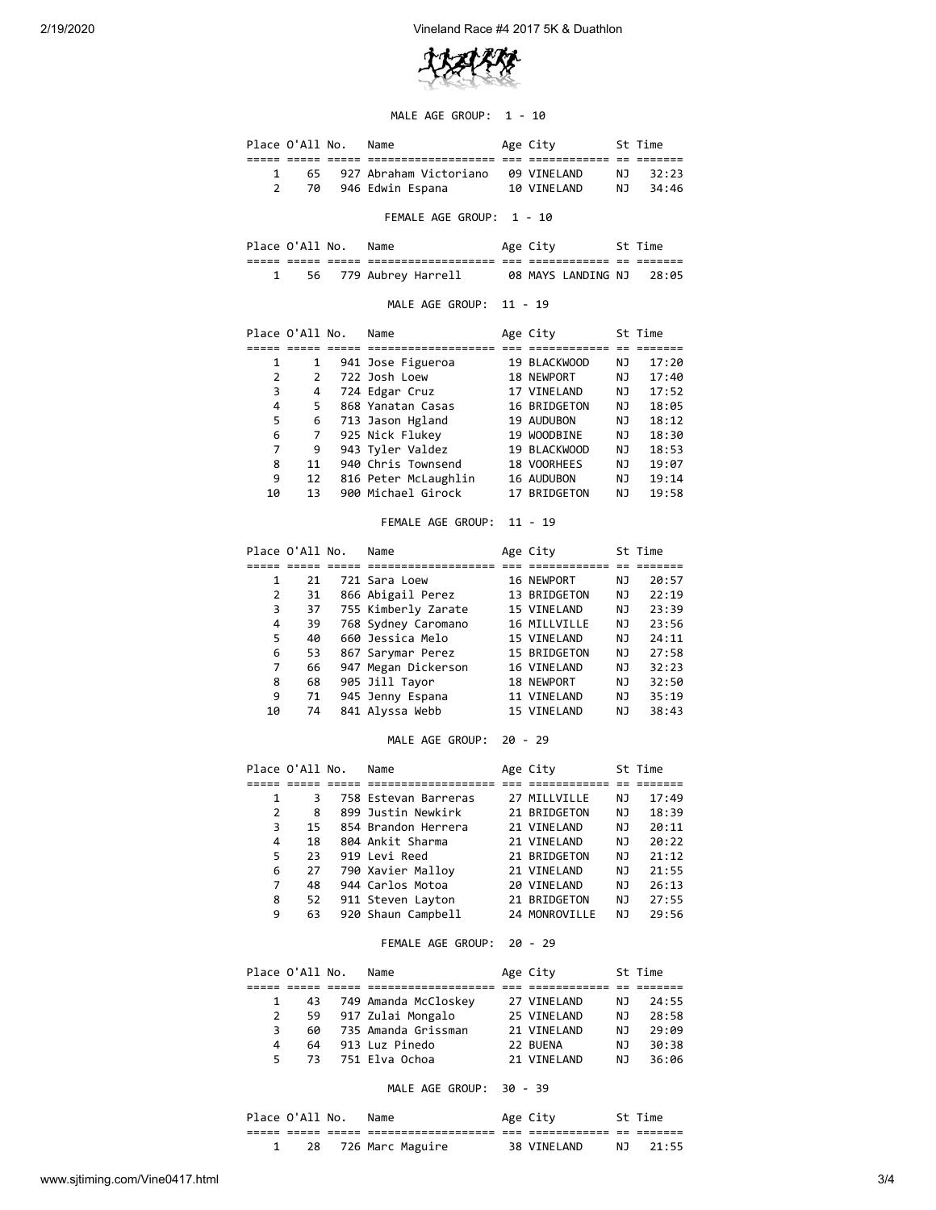### MALE AGE GROUP: 1 - 10

| Place | O'All | No. | Name | Age | City | St | Time |
|---|---|---|---|---|---|---|---|
| 1 | 65 | 927 | Abraham Victoriano | 09 | VINELAND | NJ | 32:23 |
| 2 | 70 | 946 | Edwin Espana | 10 | VINELAND | NJ | 34:46 |

### FEMALE AGE GROUP: 1 - 10

| Place | O'All | No. | Name | Age | City | St | Time |
|---|---|---|---|---|---|---|---|
| 1 | 56 | 779 | Aubrey Harrell | 08 | MAYS LANDING | NJ | 28:05 |

### MALE AGE GROUP: 11 - 19

| Place | O'All | No. | Name | Age | City | St | Time |
|---|---|---|---|---|---|---|---|
| 1 | 1 | 941 | Jose Figueroa | 19 | BLACKWOOD | NJ | 17:20 |
| 2 | 2 | 722 | Josh Loew | 18 | NEWPORT | NJ | 17:40 |
| 3 | 4 | 724 | Edgar Cruz | 17 | VINELAND | NJ | 17:52 |
| 4 | 5 | 868 | Yanatan Casas | 16 | BRIDGETON | NJ | 18:05 |
| 5 | 6 | 713 | Jason Hgland | 19 | AUDUBON | NJ | 18:12 |
| 6 | 7 | 925 | Nick Flukey | 19 | WOODBINE | NJ | 18:30 |
| 7 | 9 | 943 | Tyler Valdez | 19 | BLACKWOOD | NJ | 18:53 |
| 8 | 11 | 940 | Chris Townsend | 18 | VOORHEES | NJ | 19:07 |
| 9 | 12 | 816 | Peter McLaughlin | 16 | AUDUBON | NJ | 19:14 |
| 10 | 13 | 900 | Michael Girock | 17 | BRIDGETON | NJ | 19:58 |

### FEMALE AGE GROUP: 11 - 19

| Place | O'All | No. | Name | Age | City | St | Time |
|---|---|---|---|---|---|---|---|
| 1 | 21 | 721 | Sara Loew | 16 | NEWPORT | NJ | 20:57 |
| 2 | 31 | 866 | Abigail Perez | 13 | BRIDGETON | NJ | 22:19 |
| 3 | 37 | 755 | Kimberly Zarate | 15 | VINELAND | NJ | 23:39 |
| 4 | 39 | 768 | Sydney Caromano | 16 | MILLVILLE | NJ | 23:56 |
| 5 | 40 | 660 | Jessica Melo | 15 | VINELAND | NJ | 24:11 |
| 6 | 53 | 867 | Sarymar Perez | 15 | BRIDGETON | NJ | 27:58 |
| 7 | 66 | 947 | Megan Dickerson | 16 | VINELAND | NJ | 32:23 |
| 8 | 68 | 905 | Jill Tayor | 18 | NEWPORT | NJ | 32:50 |
| 9 | 71 | 945 | Jenny Espana | 11 | VINELAND | NJ | 35:19 |
| 10 | 74 | 841 | Alyssa Webb | 15 | VINELAND | NJ | 38:43 |

### MALE AGE GROUP: 20 - 29

| Place | O'All | No. | Name | Age | City | St | Time |
|---|---|---|---|---|---|---|---|
| 1 | 3 | 758 | Estevan Barreras | 27 | MILLVILLE | NJ | 17:49 |
| 2 | 8 | 899 | Justin Newkirk | 21 | BRIDGETON | NJ | 18:39 |
| 3 | 15 | 854 | Brandon Herrera | 21 | VINELAND | NJ | 20:11 |
| 4 | 18 | 804 | Ankit Sharma | 21 | VINELAND | NJ | 20:22 |
| 5 | 23 | 919 | Levi Reed | 21 | BRIDGETON | NJ | 21:12 |
| 6 | 27 | 790 | Xavier Malloy | 21 | VINELAND | NJ | 21:55 |
| 7 | 48 | 944 | Carlos Motoa | 20 | VINELAND | NJ | 26:13 |
| 8 | 52 | 911 | Steven Layton | 21 | BRIDGETON | NJ | 27:55 |
| 9 | 63 | 920 | Shaun Campbell | 24 | MONROVILLE | NJ | 29:56 |

### FEMALE AGE GROUP: 20 - 29

| Place | O'All | No. | Name | Age | City | St | Time |
|---|---|---|---|---|---|---|---|
| 1 | 43 | 749 | Amanda McCloskey | 27 | VINELAND | NJ | 24:55 |
| 2 | 59 | 917 | Zulai Mongalo | 25 | VINELAND | NJ | 28:58 |
| 3 | 60 | 735 | Amanda Grissman | 21 | VINELAND | NJ | 29:09 |
| 4 | 64 | 913 | Luz Pinedo | 22 | BUENA | NJ | 30:38 |
| 5 | 73 | 751 | Elva Ochoa | 21 | VINELAND | NJ | 36:06 |

### MALE AGE GROUP: 30 - 39

| Place | O'All | No. | Name | Age | City | St | Time |
|---|---|---|---|---|---|---|---|
| 1 | 28 | 726 | Marc Maguire | 38 | VINELAND | NJ | 21:55 |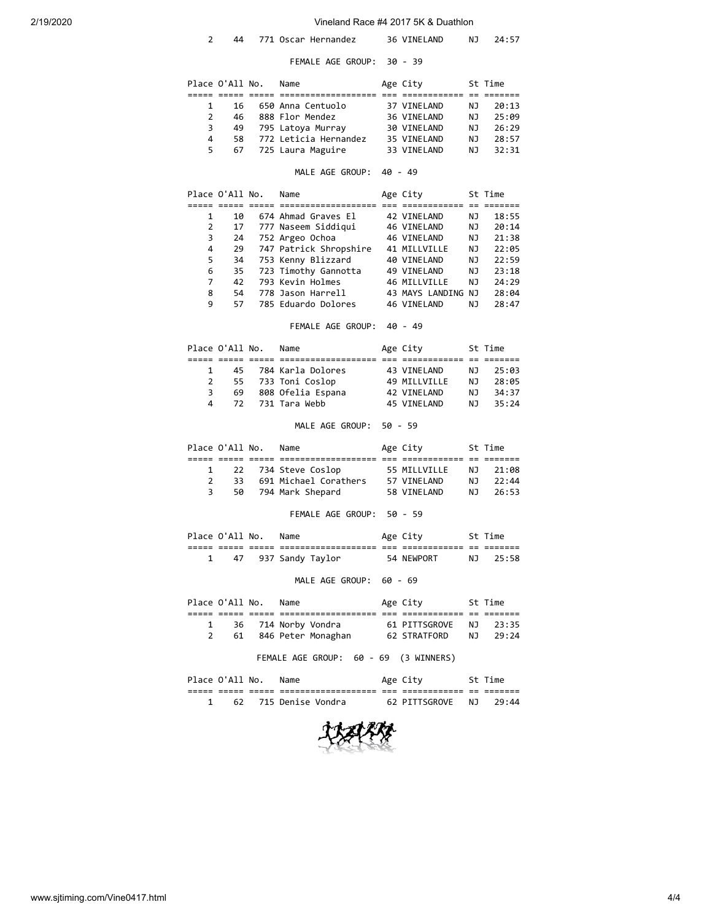| Place | O'All | No. | Name | Age | City | St | Time |
|---|---|---|---|---|---|---|---|
| 2 | 44 | 771 | Oscar Hernandez | 36 | VINELAND | NJ | 24:57 |

FEMALE AGE GROUP: 30 - 39

| Place | O'All | No. | Name | Age | City | St | Time |
|---|---|---|---|---|---|---|---|
| 1 | 16 | 650 | Anna Centuolo | 37 | VINELAND | NJ | 20:13 |
| 2 | 46 | 888 | Flor Mendez | 36 | VINELAND | NJ | 25:09 |
| 3 | 49 | 795 | Latoya Murray | 30 | VINELAND | NJ | 26:29 |
| 4 | 58 | 772 | Leticia Hernandez | 35 | VINELAND | NJ | 28:57 |
| 5 | 67 | 725 | Laura Maguire | 33 | VINELAND | NJ | 32:31 |

MALE AGE GROUP: 40 - 49

| Place | O'All | No. | Name | Age | City | St | Time |
|---|---|---|---|---|---|---|---|
| 1 | 10 | 674 | Ahmad Graves El | 42 | VINELAND | NJ | 18:55 |
| 2 | 17 | 777 | Naseem Siddiqui | 46 | VINELAND | NJ | 20:14 |
| 3 | 24 | 752 | Argeo Ochoa | 46 | VINELAND | NJ | 21:38 |
| 4 | 29 | 747 | Patrick Shropshire | 41 | MILLVILLE | NJ | 22:05 |
| 5 | 34 | 753 | Kenny Blizzard | 40 | VINELAND | NJ | 22:59 |
| 6 | 35 | 723 | Timothy Gannotta | 49 | VINELAND | NJ | 23:18 |
| 7 | 42 | 793 | Kevin Holmes | 46 | MILLVILLE | NJ | 24:29 |
| 8 | 54 | 778 | Jason Harrell | 43 | MAYS LANDING | NJ | 28:04 |
| 9 | 57 | 785 | Eduardo Dolores | 46 | VINELAND | NJ | 28:47 |

FEMALE AGE GROUP: 40 - 49

| Place | O'All | No. | Name | Age | City | St | Time |
|---|---|---|---|---|---|---|---|
| 1 | 45 | 784 | Karla Dolores | 43 | VINELAND | NJ | 25:03 |
| 2 | 55 | 733 | Toni Coslop | 49 | MILLVILLE | NJ | 28:05 |
| 3 | 69 | 808 | Ofelia Espana | 42 | VINELAND | NJ | 34:37 |
| 4 | 72 | 731 | Tara Webb | 45 | VINELAND | NJ | 35:24 |

MALE AGE GROUP: 50 - 59

| Place | O'All | No. | Name | Age | City | St | Time |
|---|---|---|---|---|---|---|---|
| 1 | 22 | 734 | Steve Coslop | 55 | MILLVILLE | NJ | 21:08 |
| 2 | 33 | 691 | Michael Corathers | 57 | VINELAND | NJ | 22:44 |
| 3 | 50 | 794 | Mark Shepard | 58 | VINELAND | NJ | 26:53 |

FEMALE AGE GROUP: 50 - 59

| Place | O'All | No. | Name | Age | City | St | Time |
|---|---|---|---|---|---|---|---|
| 1 | 47 | 937 | Sandy Taylor | 54 | NEWPORT | NJ | 25:58 |

MALE AGE GROUP: 60 - 69

| Place | O'All | No. | Name | Age | City | St | Time |
|---|---|---|---|---|---|---|---|
| 1 | 36 | 714 | Norby Vondra | 61 | PITTSGROVE | NJ | 23:35 |
| 2 | 61 | 846 | Peter Monaghan | 62 | STRATFORD | NJ | 29:24 |

FEMALE AGE GROUP: 60 - 69 (3 WINNERS)

| Place | O'All | No. | Name | Age | City | St | Time |
|---|---|---|---|---|---|---|---|
| 1 | 62 | 715 | Denise Vondra | 62 | PITTSGROVE | NJ | 29:44 |